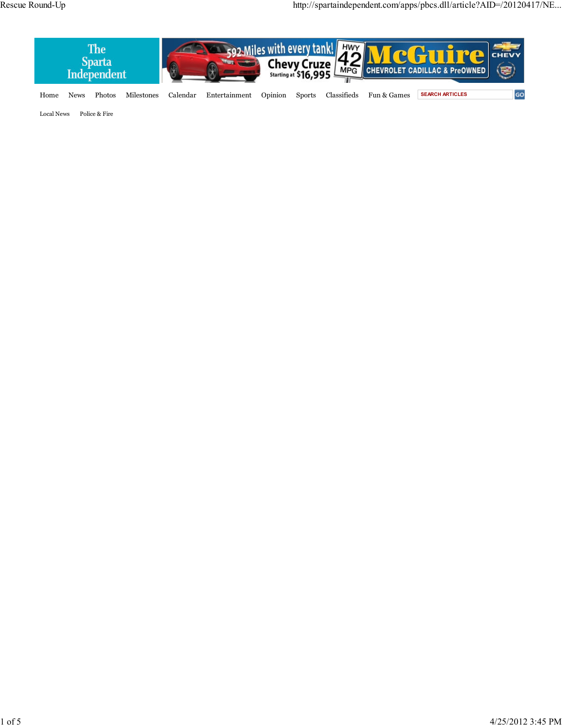The Sparta Independent

592 Miles with every tank! Chevy Cruze Starting at $16,995 HWY 42 MPG McGuire CHEVROLET CADILLAC & PreOWNED

Home News Photos Milestones Calendar Entertainment Opinion Sports Classifieds Fun & Games

Local News Police & Fire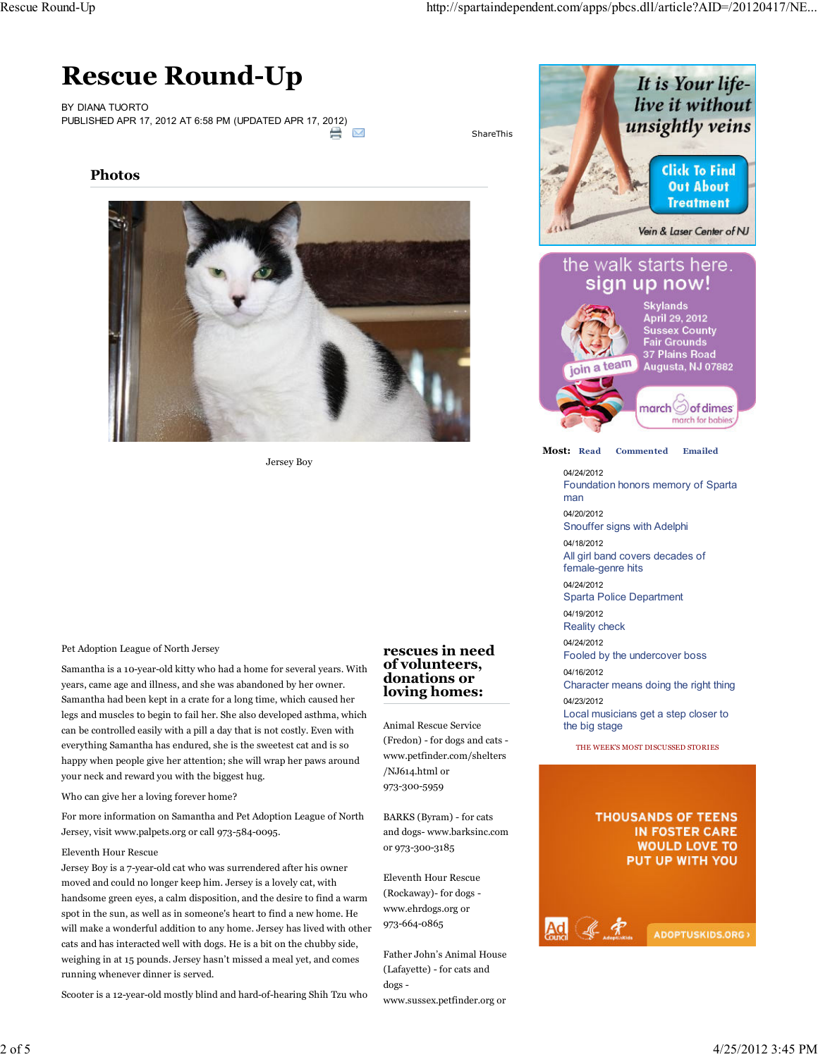# Rescue Round-Up

BY DIANA TUORTO
PUBLISHED APR 17, 2012 AT 6:58 PM (UPDATED APR 17, 2012)

ShareThis

## Photos

Jersey Boy

Pet Adoption League of North Jersey

Samantha is a 10-year-old kitty who had a home for several years. With years, came age and illness, and she was abandoned by her owner. Samantha had been kept in a crate for a long time, which caused her legs and muscles to begin to fail her. She also developed asthma, which can be controlled easily with a pill a day that is not costly. Even with everything Samantha has endured, she is the sweetest cat and is so happy when people give her attention; she will wrap her paws around your neck and reward you with the biggest hug.

Who can give her a loving forever home?

For more information on Samantha and Pet Adoption League of North Jersey, visit www.palpets.org or call 973-584-0095.

Eleventh Hour Rescue

Jersey Boy is a 7-year-old cat who was surrendered after his owner moved and could no longer keep him. Jersey is a lovely cat, with handsome green eyes, a calm disposition, and the desire to find a warm spot in the sun, as well as in someone's heart to find a new home. He will make a wonderful addition to any home. Jersey has lived with other cats and has interacted well with dogs. He is a bit on the chubby side, weighing in at 15 pounds. Jersey hasn't missed a meal yet, and comes running whenever dinner is served.

Scooter is a 12-year-old mostly blind and hard-of-hearing Shih Tzu who

## rescues in need of volunteers, donations or loving homes:

Animal Rescue Service (Fredon) - for dogs and cats - www.petfinder.com/shelters/NJ614.html or 973-300-5959

BARKS (Byram) - for cats and dogs- www.barksinc.com or 973-300-3185

Eleventh Hour Rescue (Rockaway)- for dogs - www.ehrdogs.org or 973-664-0865

Father John's Animal House (Lafayette) - for cats and dogs - www.sussex.petfinder.org or

**Most:** Read Commented Emailed

04/24/2012
Foundation honors memory of Sparta man

04/20/2012
Snouffer signs with Adelphi

04/18/2012
All girl band covers decades of female-genre hits

04/24/2012
Sparta Police Department

04/19/2012
Reality check

04/24/2012
Fooled by the undercover boss

04/16/2012
Character means doing the right thing

04/23/2012
Local musicians get a step closer to the big stage

THE WEEK'S MOST DISCUSSED STORIES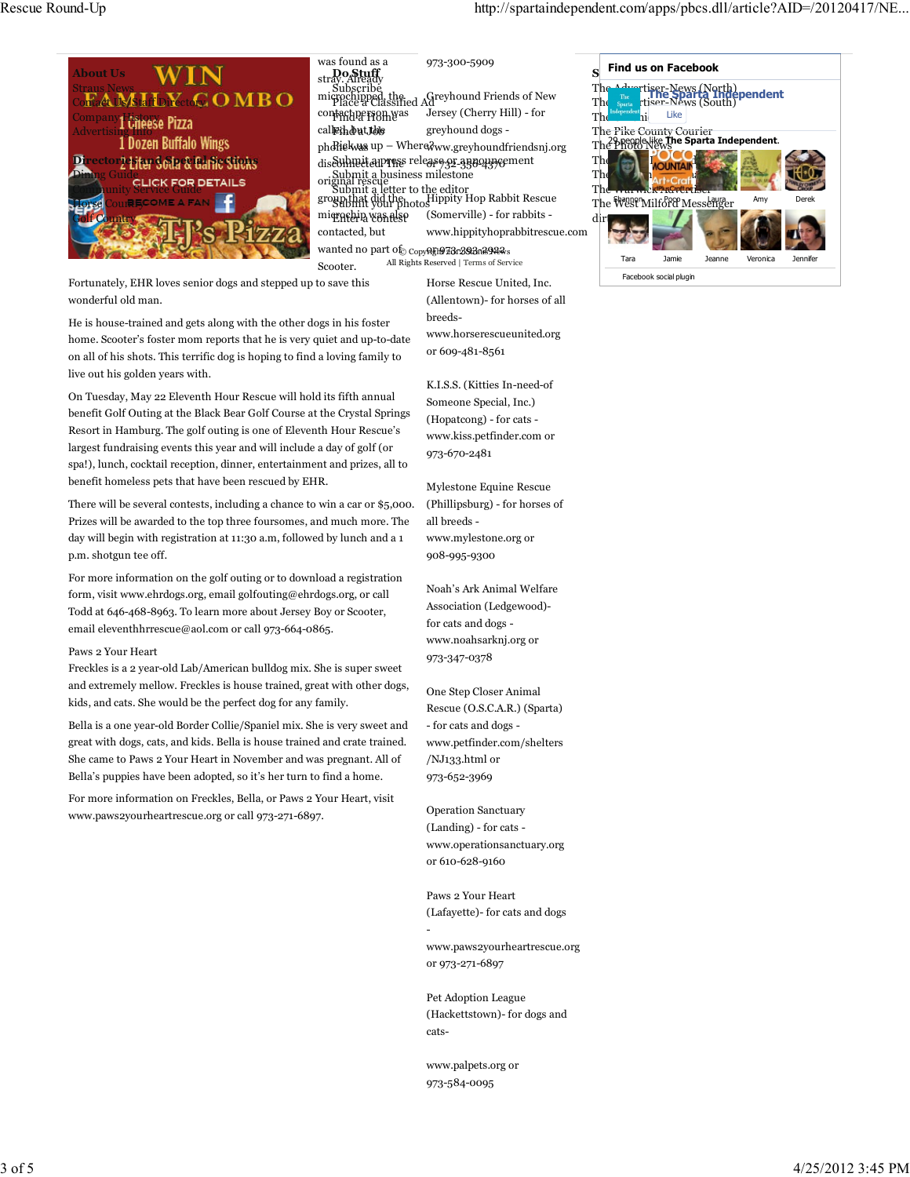was found as a stray. Already microchipped, the contact person was called, but the phone was disconnected. The original rescue group that did the microchip was also contacted, but wanted no part of Scooter.

Fortunately, EHR loves senior dogs and stepped up to save this wonderful old man.

He is house-trained and gets along with the other dogs in his foster home. Scooter's foster mom reports that he is very quiet and up-to-date on all of his shots. This terrific dog is hoping to find a loving family to live out his golden years with.

On Tuesday, May 22 Eleventh Hour Rescue will hold its fifth annual benefit Golf Outing at the Black Bear Golf Course at the Crystal Springs Resort in Hamburg. The golf outing is one of Eleventh Hour Rescue's largest fundraising events this year and will include a day of golf (or spa!), lunch, cocktail reception, dinner, entertainment and prizes, all to benefit homeless pets that have been rescued by EHR.

There will be several contests, including a chance to win a car or $5,000. Prizes will be awarded to the top three foursomes, and much more. The day will begin with registration at 11:30 a.m, followed by lunch and a 1 p.m. shotgun tee off.

For more information on the golf outing or to download a registration form, visit www.ehrdogs.org, email golfouting@ehrdogs.org, or call Todd at 646-468-8963. To learn more about Jersey Boy or Scooter, email eleventhhrrescue@aol.com or call 973-664-0865.

Paws 2 Your Heart

Freckles is a 2 year-old Lab/American bulldog mix. She is super sweet and extremely mellow. Freckles is house trained, great with other dogs, kids, and cats. She would be the perfect dog for any family.

Bella is a one year-old Border Collie/Spaniel mix. She is very sweet and great with dogs, cats, and kids. Bella is house trained and crate trained. She came to Paws 2 Your Heart in November and was pregnant. All of Bella's puppies have been adopted, so it's her turn to find a home.

For more information on Freckles, Bella, or Paws 2 Your Heart, visit www.paws2yourheartrescue.org or call 973-271-6897.

973-300-5909

Greyhound Friends of New Jersey (Cherry Hill) - for greyhound dogs - www.greyhoundfriendsnj.org or 732-350-4370

Hippity Hop Rabbit Rescue (Somerville) - for rabbits - www.hippityhoprabbitrescue.com or 973-393-2922

Horse Rescue United, Inc. (Allentown)- for horses of all breeds- www.horserescueunited.org or 609-481-8561

K.I.S.S. (Kitties In-need-of Someone Special, Inc.) (Hopatcong) - for cats - www.kiss.petfinder.com or 973-670-2481

Mylestone Equine Rescue (Phillipsburg) - for horses of all breeds - www.mylestone.org or 908-995-9300

Noah's Ark Animal Welfare Association (Ledgewood)- for cats and dogs - www.noahsarknj.org or 973-347-0378

One Step Closer Animal Rescue (O.S.C.A.R.) (Sparta) - for cats and dogs - www.petfinder.com/shelters /NJ133.html or 973-652-3969

Operation Sanctuary (Landing) - for cats - www.operationsanctuary.org or 610-628-9160

Paws 2 Your Heart (Lafayette)- for cats and dogs - www.paws2yourheartrescue.org or 973-271-6897

Pet Adoption League (Hackettstown)- for dogs and cats-

www.palpets.org or 973-584-0095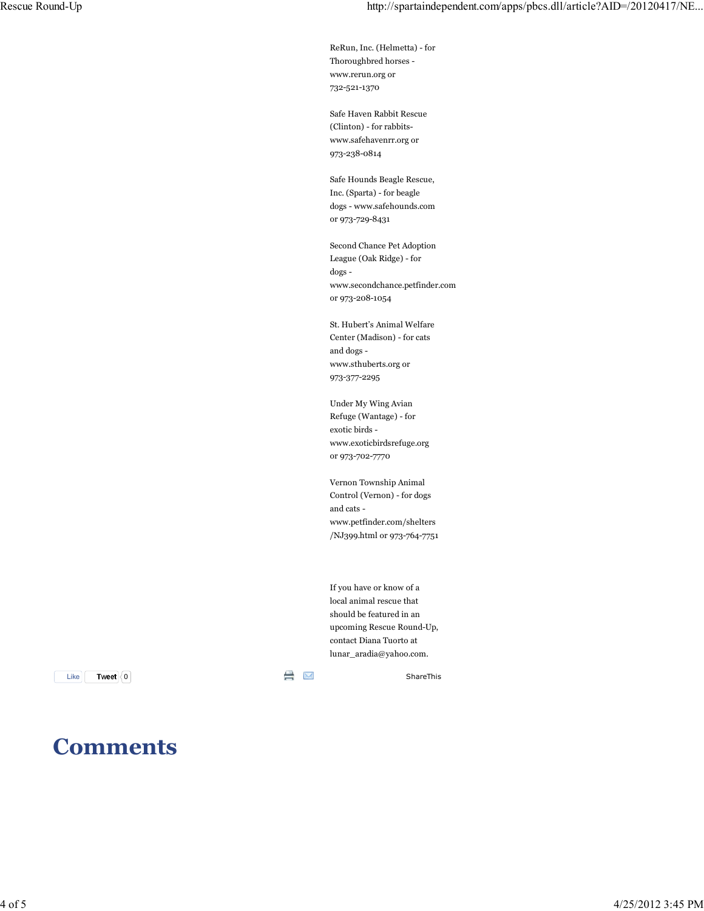ReRun, Inc. (Helmetta) - for Thoroughbred horses - www.rerun.org or 732-521-1370

Safe Haven Rabbit Rescue (Clinton) - for rabbits- www.safehavenrr.org or 973-238-0814

Safe Hounds Beagle Rescue, Inc. (Sparta) - for beagle dogs - www.safehounds.com or 973-729-8431

Second Chance Pet Adoption League (Oak Ridge) - for dogs - www.secondchance.petfinder.com or 973-208-1054

St. Hubert's Animal Welfare Center (Madison) - for cats and dogs - www.sthuberts.org or 973-377-2295

Under My Wing Avian Refuge (Wantage) - for exotic birds - www.exoticbirdsrefuge.org or 973-702-7770

Vernon Township Animal Control (Vernon) - for dogs and cats - www.petfinder.com/shelters/NJ399.html or 973-764-7751

If you have or know of a local animal rescue that should be featured in an upcoming Rescue Round-Up, contact Diana Tuorto at lunar_aradia@yahoo.com.

Like Tweet 0

ShareThis

# Comments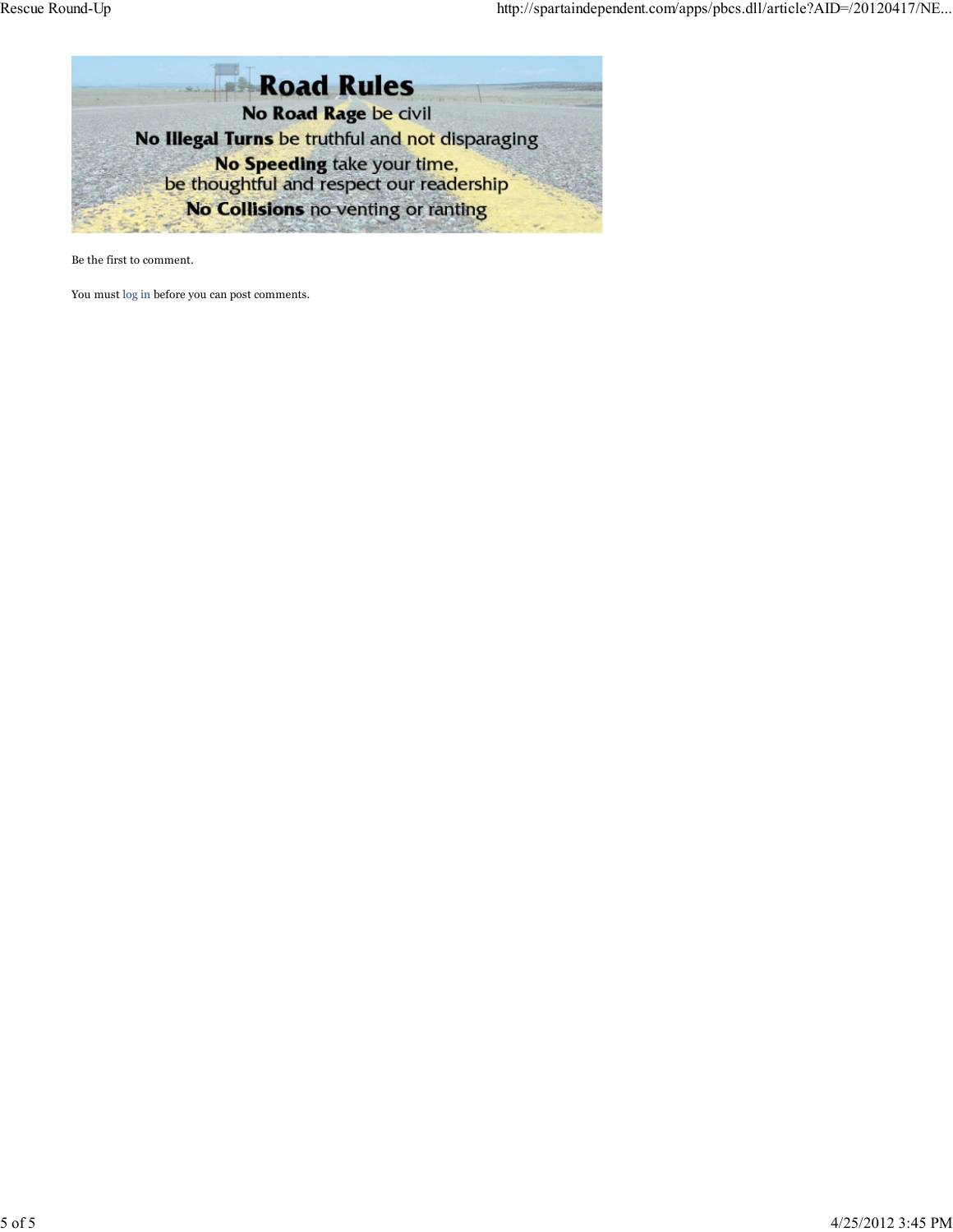**Road Rules**

**No Road Rage** be civil

**No Illegal Turns** be truthful and not disparaging

**No Speeding** take your time, be thoughtful and respect our readership

**No Collisions** no venting or ranting

Be the first to comment.

You must log in before you can post comments.